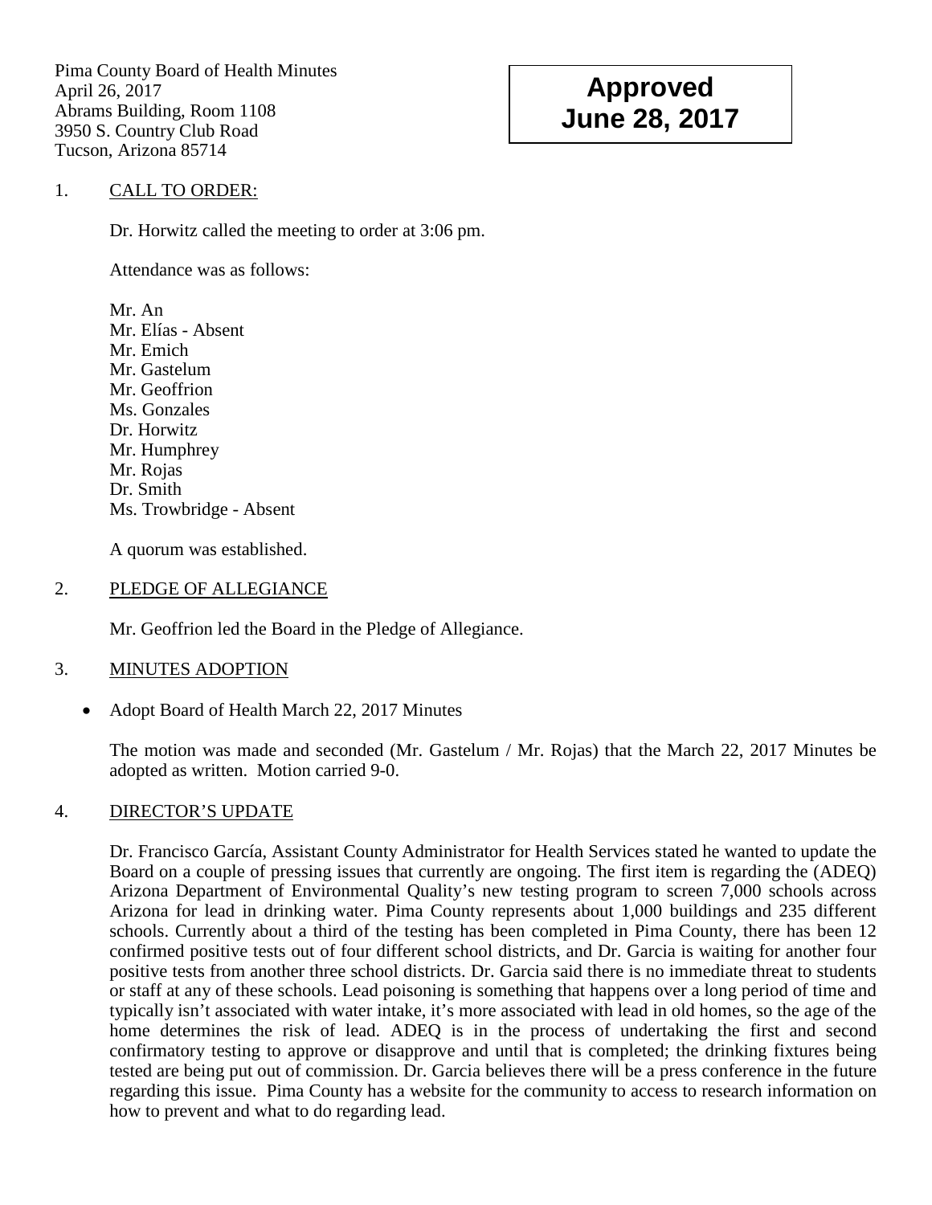Pima County Board of Health Minutes
April 26, 2017
Abrams Building, Room 1108
3950 S. Country Club Road
Tucson, Arizona 85714

**Approved**
**June 28, 2017**

1. CALL TO ORDER:

   Dr. Horwitz called the meeting to order at 3:06 pm.

   Attendance was as follows:

   Mr. An
   Mr. Elías - Absent
   Mr. Emich
   Mr. Gastelum
   Mr. Geoffrion
   Ms. Gonzales
   Dr. Horwitz
   Mr. Humphrey
   Mr. Rojas
   Dr. Smith
   Ms. Trowbridge - Absent

   A quorum was established.

2. PLEDGE OF ALLEGIANCE

   Mr. Geoffrion led the Board in the Pledge of Allegiance.

3. MINUTES ADOPTION

   - Adopt Board of Health March 22, 2017 Minutes

   The motion was made and seconded (Mr. Gastelum / Mr. Rojas) that the March 22, 2017 Minutes be adopted as written. Motion carried 9-0.

4. DIRECTOR'S UPDATE

   Dr. Francisco García, Assistant County Administrator for Health Services stated he wanted to update the Board on a couple of pressing issues that currently are ongoing. The first item is regarding the (ADEQ) Arizona Department of Environmental Quality's new testing program to screen 7,000 schools across Arizona for lead in drinking water. Pima County represents about 1,000 buildings and 235 different schools. Currently about a third of the testing has been completed in Pima County, there has been 12 confirmed positive tests out of four different school districts, and Dr. Garcia is waiting for another four positive tests from another three school districts. Dr. Garcia said there is no immediate threat to students or staff at any of these schools. Lead poisoning is something that happens over a long period of time and typically isn't associated with water intake, it's more associated with lead in old homes, so the age of the home determines the risk of lead. ADEQ is in the process of undertaking the first and second confirmatory testing to approve or disapprove and until that is completed; the drinking fixtures being tested are being put out of commission. Dr. Garcia believes there will be a press conference in the future regarding this issue. Pima County has a website for the community to access to research information on how to prevent and what to do regarding lead.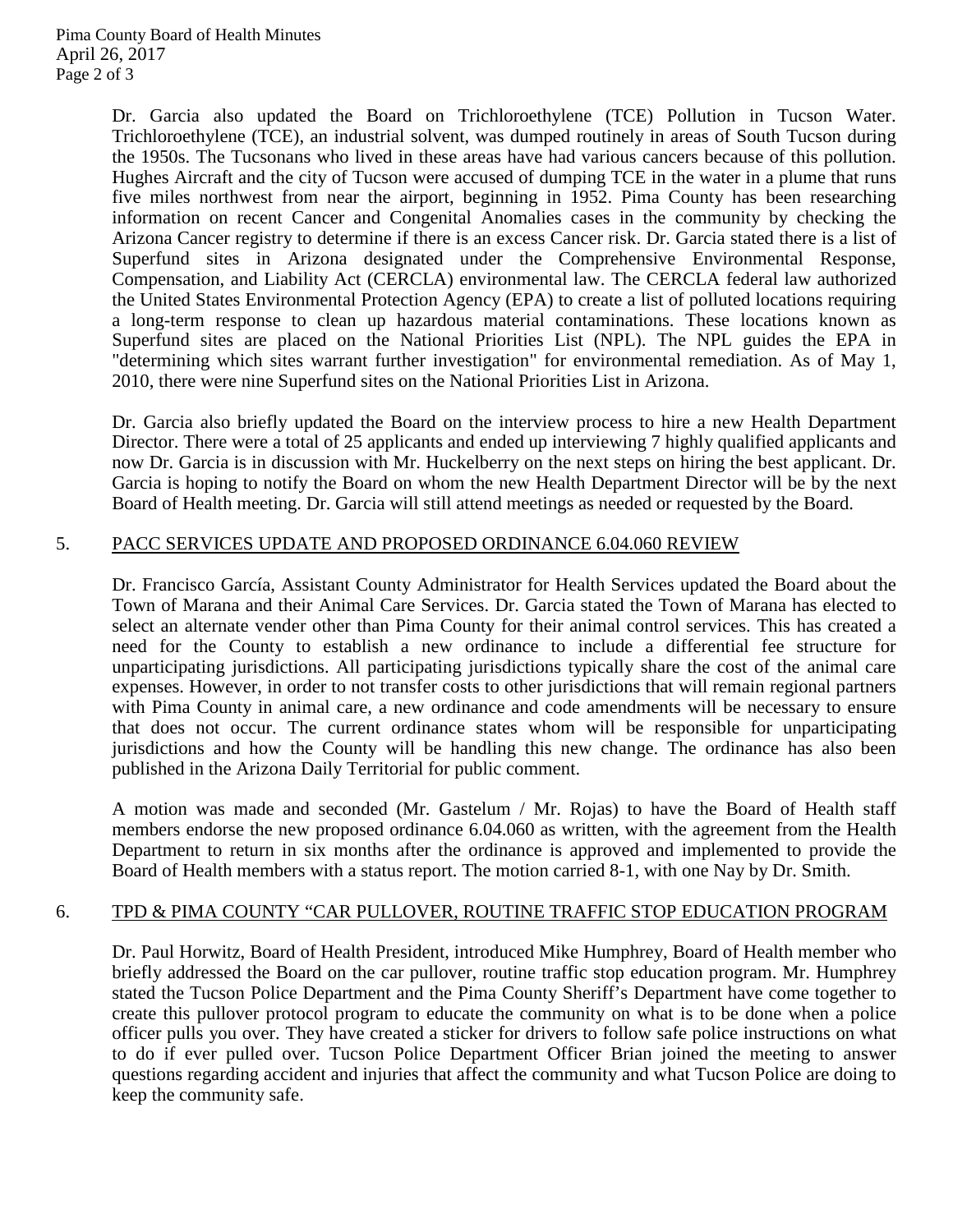Dr. Garcia also updated the Board on Trichloroethylene (TCE) Pollution in Tucson Water. Trichloroethylene (TCE), an industrial solvent, was dumped routinely in areas of South Tucson during the 1950s. The Tucsonans who lived in these areas have had various cancers because of this pollution. Hughes Aircraft and the city of Tucson were accused of dumping TCE in the water in a plume that runs five miles northwest from near the airport, beginning in 1952. Pima County has been researching information on recent Cancer and Congenital Anomalies cases in the community by checking the Arizona Cancer registry to determine if there is an excess Cancer risk. Dr. Garcia stated there is a list of Superfund sites in Arizona designated under the Comprehensive Environmental Response, Compensation, and Liability Act (CERCLA) environmental law. The CERCLA federal law authorized the United States Environmental Protection Agency (EPA) to create a list of polluted locations requiring a long-term response to clean up hazardous material contaminations. These locations known as Superfund sites are placed on the National Priorities List (NPL). The NPL guides the EPA in "determining which sites warrant further investigation" for environmental remediation. As of May 1, 2010, there were nine Superfund sites on the National Priorities List in Arizona.

Dr. Garcia also briefly updated the Board on the interview process to hire a new Health Department Director. There were a total of 25 applicants and ended up interviewing 7 highly qualified applicants and now Dr. Garcia is in discussion with Mr. Huckelberry on the next steps on hiring the best applicant. Dr. Garcia is hoping to notify the Board on whom the new Health Department Director will be by the next Board of Health meeting. Dr. Garcia will still attend meetings as needed or requested by the Board.

5. PACC SERVICES UPDATE AND PROPOSED ORDINANCE 6.04.060 REVIEW

Dr. Francisco García, Assistant County Administrator for Health Services updated the Board about the Town of Marana and their Animal Care Services. Dr. Garcia stated the Town of Marana has elected to select an alternate vender other than Pima County for their animal control services. This has created a need for the County to establish a new ordinance to include a differential fee structure for unparticipating jurisdictions. All participating jurisdictions typically share the cost of the animal care expenses. However, in order to not transfer costs to other jurisdictions that will remain regional partners with Pima County in animal care, a new ordinance and code amendments will be necessary to ensure that does not occur. The current ordinance states whom will be responsible for unparticipating jurisdictions and how the County will be handling this new change. The ordinance has also been published in the Arizona Daily Territorial for public comment.

A motion was made and seconded (Mr. Gastelum / Mr. Rojas) to have the Board of Health staff members endorse the new proposed ordinance 6.04.060 as written, with the agreement from the Health Department to return in six months after the ordinance is approved and implemented to provide the Board of Health members with a status report. The motion carried 8-1, with one Nay by Dr. Smith.

6. TPD & PIMA COUNTY "CAR PULLOVER, ROUTINE TRAFFIC STOP EDUCATION PROGRAM

Dr. Paul Horwitz, Board of Health President, introduced Mike Humphrey, Board of Health member who briefly addressed the Board on the car pullover, routine traffic stop education program. Mr. Humphrey stated the Tucson Police Department and the Pima County Sheriff's Department have come together to create this pullover protocol program to educate the community on what is to be done when a police officer pulls you over. They have created a sticker for drivers to follow safe police instructions on what to do if ever pulled over. Tucson Police Department Officer Brian joined the meeting to answer questions regarding accident and injuries that affect the community and what Tucson Police are doing to keep the community safe.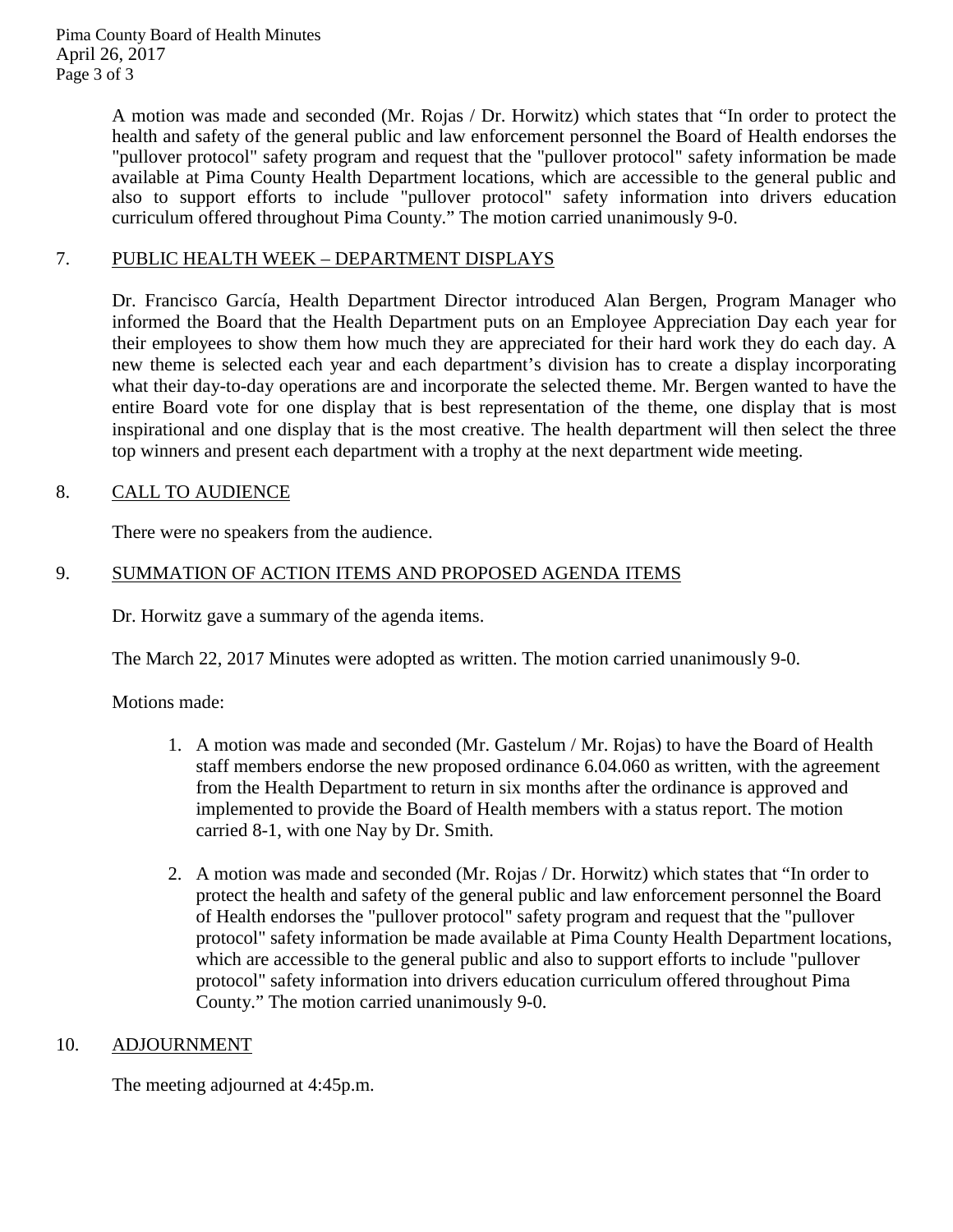A motion was made and seconded (Mr. Rojas / Dr. Horwitz) which states that "In order to protect the health and safety of the general public and law enforcement personnel the Board of Health endorses the "pullover protocol" safety program and request that the "pullover protocol" safety information be made available at Pima County Health Department locations, which are accessible to the general public and also to support efforts to include "pullover protocol" safety information into drivers education curriculum offered throughout Pima County." The motion carried unanimously 9-0.

## 7. PUBLIC HEALTH WEEK – DEPARTMENT DISPLAYS

Dr. Francisco García, Health Department Director introduced Alan Bergen, Program Manager who informed the Board that the Health Department puts on an Employee Appreciation Day each year for their employees to show them how much they are appreciated for their hard work they do each day. A new theme is selected each year and each department's division has to create a display incorporating what their day-to-day operations are and incorporate the selected theme. Mr. Bergen wanted to have the entire Board vote for one display that is best representation of the theme, one display that is most inspirational and one display that is the most creative. The health department will then select the three top winners and present each department with a trophy at the next department wide meeting.

## 8. CALL TO AUDIENCE

There were no speakers from the audience.

## 9. SUMMATION OF ACTION ITEMS AND PROPOSED AGENDA ITEMS

Dr. Horwitz gave a summary of the agenda items.

The March 22, 2017 Minutes were adopted as written. The motion carried unanimously 9-0.

Motions made:

1. A motion was made and seconded (Mr. Gastelum / Mr. Rojas) to have the Board of Health staff members endorse the new proposed ordinance 6.04.060 as written, with the agreement from the Health Department to return in six months after the ordinance is approved and implemented to provide the Board of Health members with a status report. The motion carried 8-1, with one Nay by Dr. Smith.

2. A motion was made and seconded (Mr. Rojas / Dr. Horwitz) which states that "In order to protect the health and safety of the general public and law enforcement personnel the Board of Health endorses the "pullover protocol" safety program and request that the "pullover protocol" safety information be made available at Pima County Health Department locations, which are accessible to the general public and also to support efforts to include "pullover protocol" safety information into drivers education curriculum offered throughout Pima County." The motion carried unanimously 9-0.

## 10. ADJOURNMENT

The meeting adjourned at 4:45p.m.